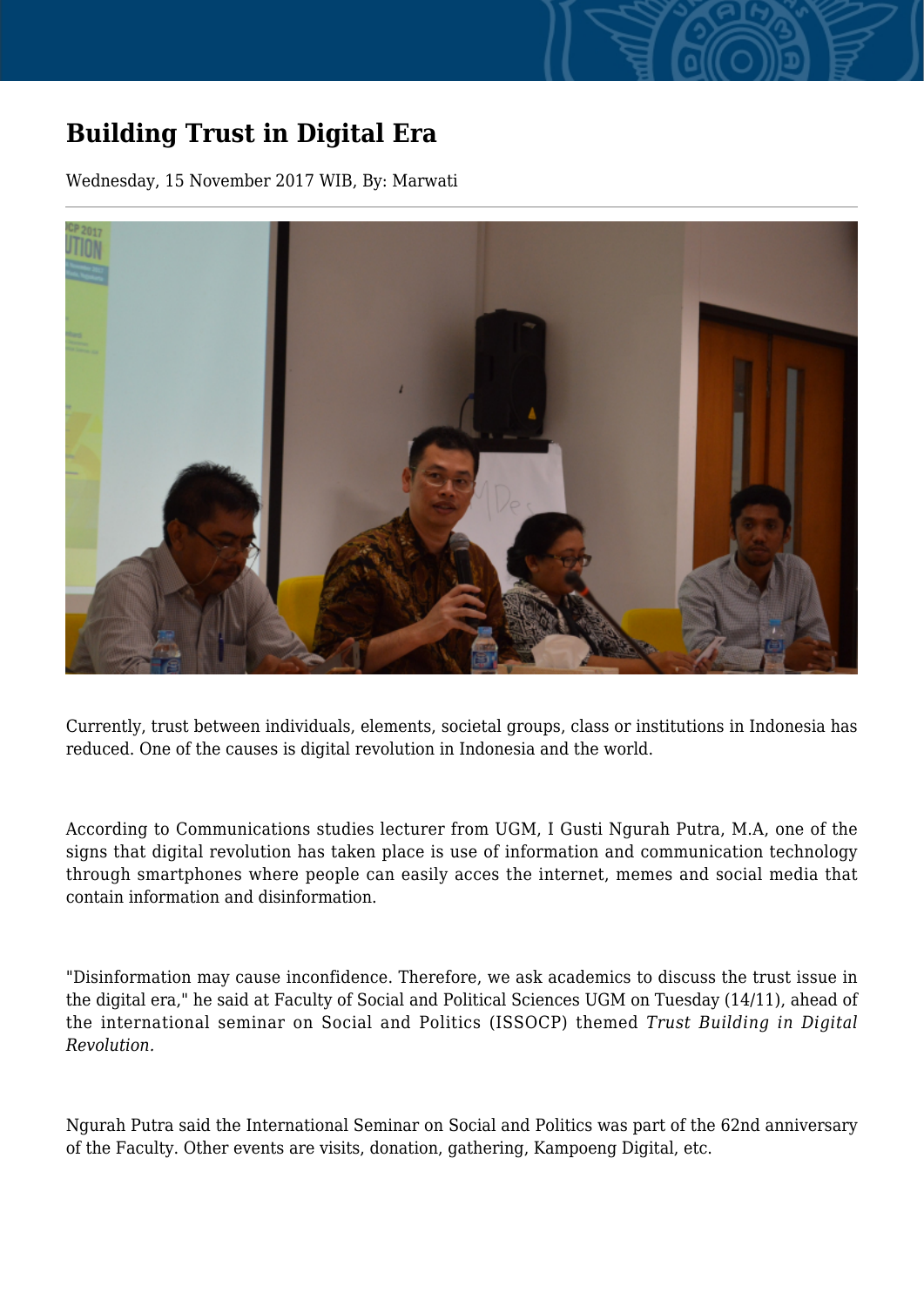# Building Trust in Digital Era

Wednesday, 15 November 2017 WIB, By: Marwati

Currently, trust between individuals, elements, societal groups, class or institutions in Indonesia has reduced. One of the causes is digital revolution in Indonesia and the world.

According to Communications studies lecturer from UGM, I Gusti Ngurah Putra, M.A, one of the signs that digital revolution has taken place is use of information and communication technology through smartphones where people can easily acces the internet, memes and social media that contain information and disinformation.

"Disinformation may cause inconfidence. Therefore, we ask academics to discuss the trust issue in the digital era," he said at Faculty of Social and Political Sciences UGM on Tuesday (14/11), ahead of the international seminar on Social and Politics (ISSOCP) themed *Trust Building in Digital Revolution*.

Ngurah Putra said the International Seminar on Social and Politics was part of the 62nd anniversary of the Faculty. Other events are visits, donation, gathering, Kampoeng Digital, etc.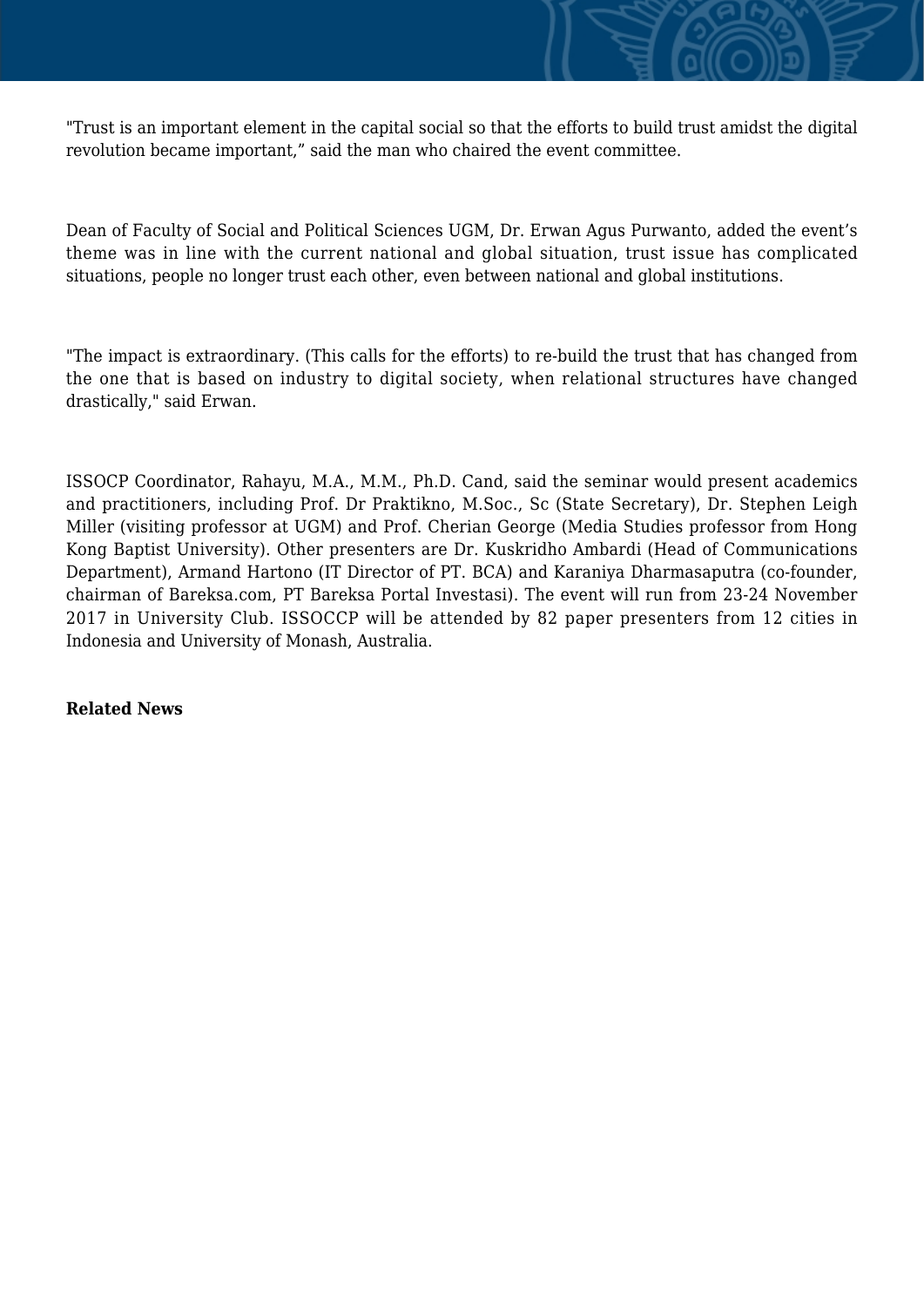"Trust is an important element in the capital social so that the efforts to build trust amidst the digital revolution became important," said the man who chaired the event committee.

Dean of Faculty of Social and Political Sciences UGM, Dr. Erwan Agus Purwanto, added the event's theme was in line with the current national and global situation, trust issue has complicated situations, people no longer trust each other, even between national and global institutions.

"The impact is extraordinary. (This calls for the efforts) to re-build the trust that has changed from the one that is based on industry to digital society, when relational structures have changed drastically," said Erwan.

ISSOCP Coordinator, Rahayu, M.A., M.M., Ph.D. Cand, said the seminar would present academics and practitioners, including Prof. Dr Praktikno, M.Soc., Sc (State Secretary), Dr. Stephen Leigh Miller (visiting professor at UGM) and Prof. Cherian George (Media Studies professor from Hong Kong Baptist University). Other presenters are Dr. Kuskridho Ambardi (Head of Communications Department), Armand Hartono (IT Director of PT. BCA) and Karaniya Dharmasaputra (co-founder, chairman of Bareksa.com, PT Bareksa Portal Investasi). The event will run from 23-24 November 2017 in University Club. ISSOCCP will be attended by 82 paper presenters from 12 cities in Indonesia and University of Monash, Australia.

**Related News**